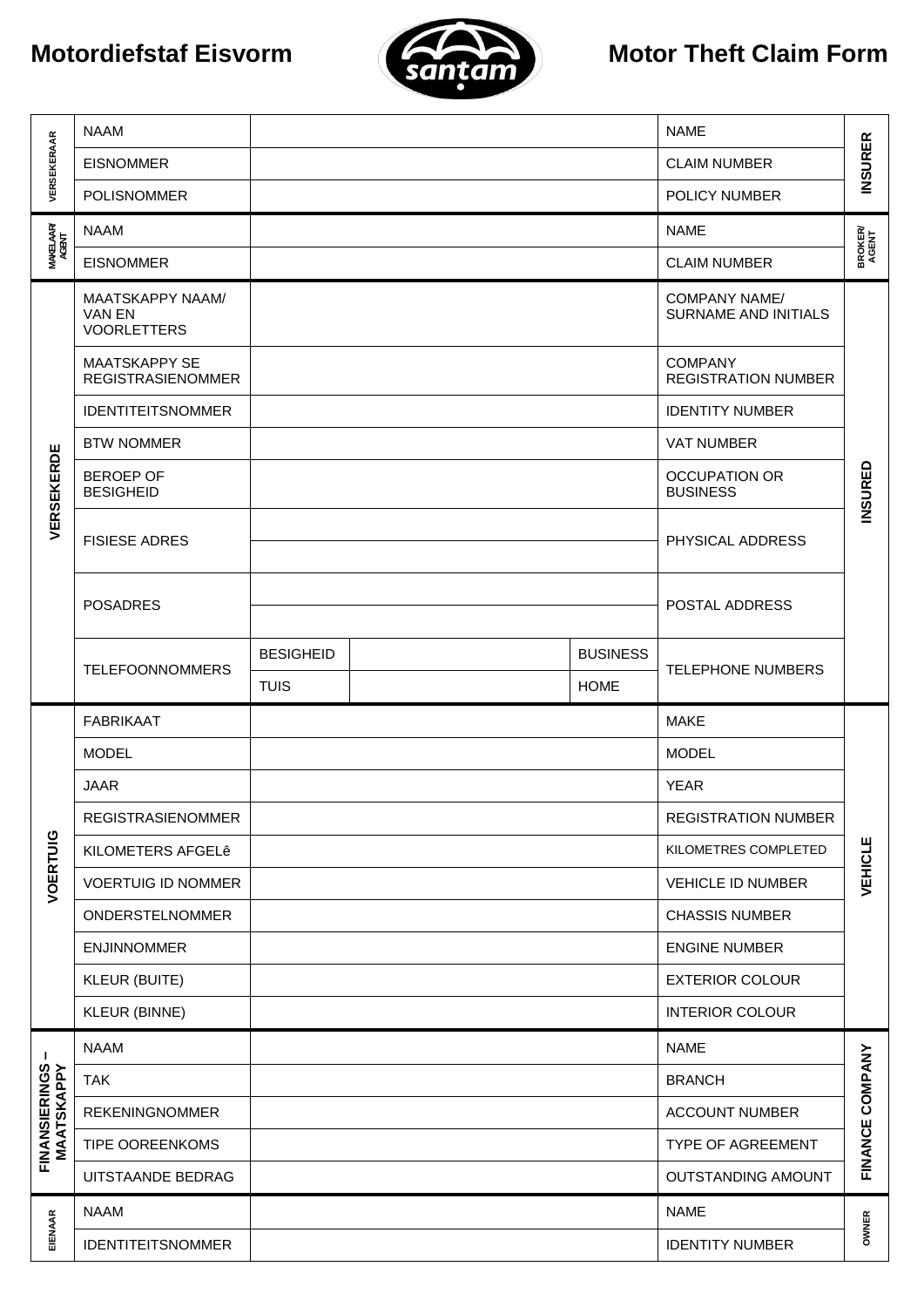# Motordiefstaf Eisvorm

# Motor Theft Claim Form

| | | | | | | |
|---|---|---|---|---|---|---|
| VERSEKERAAR | NAAM | | | | NAME | INSURER |
| | EISNOMMER | | | | CLAIM NUMBER | |
| | POLISNOMMER | | | | POLICY NUMBER | |
| MAKELAAR/ AGENT | NAAM | | | | NAME | BROKER/ AGENT |
| | EISNOMMER | | | | CLAIM NUMBER | |
| VERSEKERDE | MAATSKAPPY NAAM/ VAN EN VOORLETTERS | | | | COMPANY NAME/ SURNAME AND INITIALS | INSURED |
| | MAATSKAPPY SE REGISTRASIENOMMER | | | | COMPANY REGISTRATION NUMBER | |
| | IDENTITEITSNOMMER | | | | IDENTITY NUMBER | |
| | BTW NOMMER | | | | VAT NUMBER | |
| | BEROEP OF BESIGHEID | | | | OCCUPATION OR BUSINESS | |
| | FISIESE ADRES | | | | PHYSICAL ADDRESS | |
| | | | | | | |
| | POSADRES | | | | POSTAL ADDRESS | |
| | | | | | | |
| | TELEFOONNOMMERS | BESIGHEID | | BUSINESS | TELEPHONE NUMBERS | |
| | | TUIS | | HOME | | |
| VOERTUIG | FABRIKAAT | | | | MAKE | VEHICLE |
| | MODEL | | | | MODEL | |
| | JAAR | | | | YEAR | |
| | REGISTRASIENOMMER | | | | REGISTRATION NUMBER | |
| | KILOMETERS AFGELê | | | | KILOMETRES COMPLETED | |
| | VOERTUIG ID NOMMER | | | | VEHICLE ID NUMBER | |
| | ONDERSTELNOMMER | | | | CHASSIS NUMBER | |
| | ENJINNOMMER | | | | ENGINE NUMBER | |
| | KLEUR (BUITE) | | | | EXTERIOR COLOUR | |
| | KLEUR (BINNE) | | | | INTERIOR COLOUR | |
| FINANSIERINGS – MAATSKAPPY | NAAM | | | | NAME | FINANCE COMPANY |
| | TAK | | | | BRANCH | |
| | REKENINGNOMMER | | | | ACCOUNT NUMBER | |
| | TIPE OOREENKOMS | | | | TYPE OF AGREEMENT | |
| | UITSTAANDE BEDRAG | | | | OUTSTANDING AMOUNT | |
| EIENAAR | NAAM | | | | NAME | OWNER |
| | IDENTITEITSNOMMER | | | | IDENTITY NUMBER | |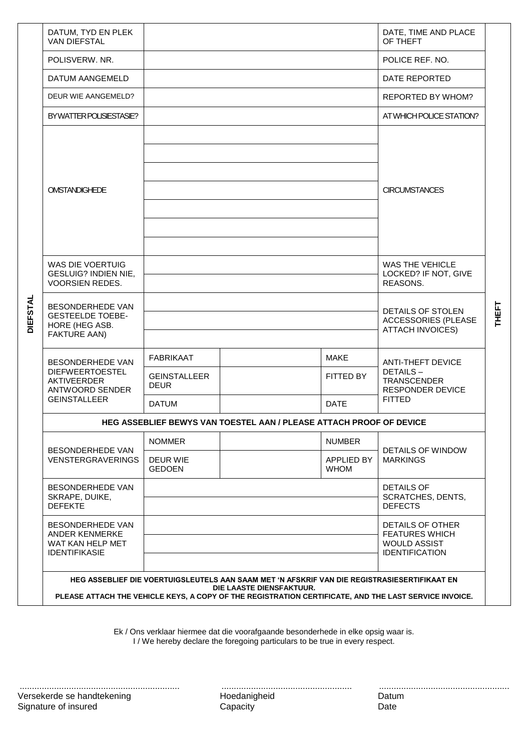| | | | | | | |
|---|---|---|---|---|---|---|
| DIEFSTAL | DATUM, TYD EN PLEK VAN DIEFSTAL | | | | DATE, TIME AND PLACE OF THEFT | THEFT |
| | POLISVERW. NR. | | | | POLICE REF. NO. | |
| | DATUM AANGEMELD | | | | DATE REPORTED | |
| | DEUR WIE AANGEMELD? | | | | REPORTED BY WHOM? | |
| | BY WATTER POLISIESTASIE? | | | | AT WHICH POLICE STATION? | |
| | OMSTANDIGHEDE | | | | CIRCUMSTANCES | |
| | WAS DIE VOERTUIG GESLUIG? INDIEN NIE, VOORSIEN REDES. | | | | WAS THE VEHICLE LOCKED? IF NOT, GIVE REASONS. | |
| | BESONDERHEDE VAN GESTEELDE TOEBEHORE (HEG ASB. FAKTURE AAN) | | | | DETAILS OF STOLEN ACCESSORIES (PLEASE ATTACH INVOICES) | |
| | BESONDERHEDE VAN DIEFWEERTOESTEL AKTIVEERDER ANTWOORD SENDER GEINSTALLEER | FABRIKAAT | | MAKE | ANTI-THEFT DEVICE DETAILS – TRANSCENDER RESPONDER DEVICE FITTED | |
| | | GEINSTALLEER DEUR | | FITTED BY | | |
| | | DATUM | | DATE | | |
| | **HEG ASSEBLIEF BEWYS VAN TOESTEL AAN / PLEASE ATTACH PROOF OF DEVICE** | | | | | |
| | BESONDERHEDE VAN VENSTERGRAVERINGS | NOMMER | | NUMBER | DETAILS OF WINDOW MARKINGS | |
| | | DEUR WIE GEDOEN | | APPLIED BY WHOM | | |
| | BESONDERHEDE VAN SKRAPE, DUIKE, DEFEKTE | | | | DETAILS OF SCRATCHES, DENTS, DEFECTS | |
| | BESONDERHEDE VAN ANDER KENMERKE WAT KAN HELP MET IDENTIFIKASIE | | | | DETAILS OF OTHER FEATURES WHICH WOULD ASSIST IDENTIFICATION | |
| | **HEG ASSEBLIEF DIE VOERTUIGSLEUTELS AAN SAAM MET 'N AFSKRIF VAN DIE REGISTRASIESERTIFIKAAT EN DIE LAASTE DIENSFAKTUUR. PLEASE ATTACH THE VEHICLE KEYS, A COPY OF THE REGISTRATION CERTIFICATE, AND THE LAST SERVICE INVOICE.** | | | | | |

Ek / Ons verklaar hiermee dat die voorafgaande besonderhede in elke opsig waar is.
I / We hereby declare the foregoing particulars to be true in every respect.

| | | |
|---|---|---|
| ................................................................ | .................................................... | .................................................... |
| Versekerde se handtekening<br>Signature of insured | Hoedanigheid<br>Capacity | Datum<br>Date |